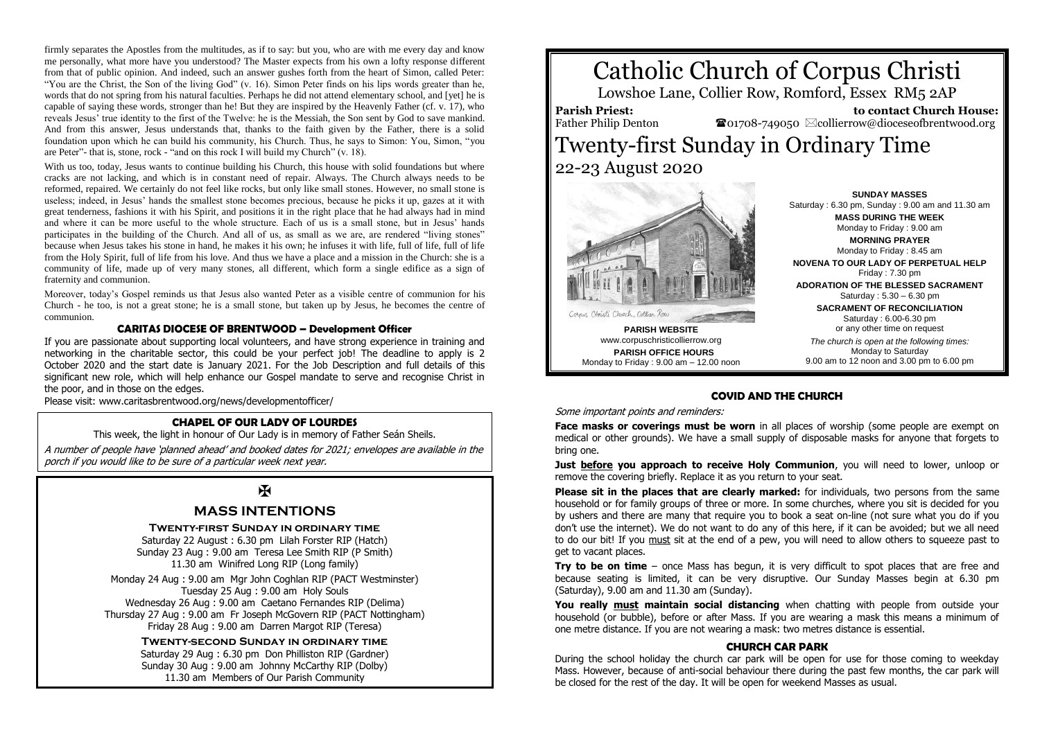firmly separates the Apostles from the multitudes, as if to say: but you, who are with me every day and know me personally, what more have you understood? The Master expects from his own a lofty response different from that of public opinion. And indeed, such an answer gushes forth from the heart of Simon, called Peter: "You are the Christ, the Son of the living God" (v. 16). Simon Peter finds on his lips words greater than he, words that do not spring from his natural faculties. Perhaps he did not attend elementary school, and [yet] he is capable of saying these words, stronger than he! But they are inspired by the Heavenly Father (cf. v. 17), who reveals Jesus' true identity to the first of the Twelve: he is the Messiah, the Son sent by God to save mankind. And from this answer, Jesus understands that, thanks to the faith given by the Father, there is a solid foundation upon which he can build his community, his Church. Thus, he says to Simon: You, Simon, "you are Peter"- that is, stone, rock - "and on this rock I will build my Church" (v. 18).

With us too, today, Jesus wants to continue building his Church, this house with solid foundations but where cracks are not lacking, and which is in constant need of repair. Always. The Church always needs to be reformed, repaired. We certainly do not feel like rocks, but only like small stones. However, no small stone is useless; indeed, in Jesus' hands the smallest stone becomes precious, because he picks it up, gazes at it with great tenderness, fashions it with his Spirit, and positions it in the right place that he had always had in mind and where it can be more useful to the whole structure. Each of us is a small stone, but in Jesus' hands participates in the building of the Church. And all of us, as small as we are, are rendered "living stones" because when Jesus takes his stone in hand, he makes it his own; he infuses it with life, full of life, full of life from the Holy Spirit, full of life from his love. And thus we have a place and a mission in the Church: she is a community of life, made up of very many stones, all different, which form a single edifice as a sign of fraternity and communion.

Moreover, today's Gospel reminds us that Jesus also wanted Peter as a visible centre of communion for his Church - he too, is not a great stone; he is a small stone, but taken up by Jesus, he becomes the centre of communion.

### CARITAS DIOCESE OF BRENTWOOD – Development Officer

If you are passionate about supporting local volunteers, and have strong experience in training and networking in the charitable sector, this could be your perfect job! The deadline to apply is 2 October 2020 and the start date is January 2021. For the Job Description and full details of this significant new role, which will help enhance our Gospel mandate to serve and recognise Christ in the poor, and in those on the edges.

Please visit: www.caritasbrentwood.org/news/developmentofficer/

### CHAPEL OF OUR LADY OF LOURDES

This week, the light in honour of Our Lady is in memory of Father Seán Sheils.

*A number of people have 'planned ahead' and booked dates for 2021; envelopes are available in the porch if you would like to be sure of a particular week next year.*

✠

## MASS INTENTIONS

**Twenty-first Sunday in ordinary time**

Saturday 22 August : 6.30 pm Lilah Forster RIP (Hatch)
Sunday 23 Aug : 9.00 am Teresa Lee Smith RIP (P Smith)
11.30 am Winifred Long RIP (Long family)

Monday 24 Aug : 9.00 am Mgr John Coghlan RIP (PACT Westminster)
Tuesday 25 Aug : 9.00 am Holy Souls
Wednesday 26 Aug : 9.00 am Caetano Fernandes RIP (Delima)
Thursday 27 Aug : 9.00 am Fr Joseph McGovern RIP (PACT Nottingham)
Friday 28 Aug : 9.00 am Darren Margot RIP (Teresa)

**Twenty-second Sunday in ordinary time**

Saturday 29 Aug : 6.30 pm Don Philliston RIP (Gardner)
Sunday 30 Aug : 9.00 am Johnny McCarthy RIP (Dolby)
11.30 am Members of Our Parish Community

# Catholic Church of Corpus Christi

Lowshoe Lane, Collier Row, Romford, Essex RM5 2AP

**Parish Priest:** Father Philip Denton

**to contact Church House:** ☎01708-749050 ✉collierrow@dioceseofbrentwood.org

# Twenty-first Sunday in Ordinary Time

22-23 August 2020

Corpus Christi Church, Collier Row

**PARISH WEBSITE**
www.corpuschristicollierrow.org

**PARISH OFFICE HOURS**
Monday to Friday : 9.00 am – 12.00 noon

**SUNDAY MASSES**
Saturday : 6.30 pm, Sunday : 9.00 am and 11.30 am

**MASS DURING THE WEEK**
Monday to Friday : 9.00 am

**MORNING PRAYER**
Monday to Friday : 8.45 am

**NOVENA TO OUR LADY OF PERPETUAL HELP**
Friday : 7.30 pm

**ADORATION OF THE BLESSED SACRAMENT**
Saturday : 5.30 – 6.30 pm

**SACRAMENT OF RECONCILIATION**
Saturday : 6.00-6.30 pm
or any other time on request

*The church is open at the following times:*
Monday to Saturday
9.00 am to 12 noon and 3.00 pm to 6.00 pm

### COVID AND THE CHURCH

*Some important points and reminders:*

**Face masks or coverings must be worn** in all places of worship (some people are exempt on medical or other grounds). We have a small supply of disposable masks for anyone that forgets to bring one.

**Just before you approach to receive Holy Communion**, you will need to lower, unloop or remove the covering briefly. Replace it as you return to your seat.

**Please sit in the places that are clearly marked:** for individuals, two persons from the same household or for family groups of three or more. In some churches, where you sit is decided for you by ushers and there are many that require you to book a seat on-line (not sure what you do if you don't use the internet). We do not want to do any of this here, if it can be avoided; but we all need to do our bit! If you must sit at the end of a pew, you will need to allow others to squeeze past to get to vacant places.

**Try to be on time** – once Mass has begun, it is very difficult to spot places that are free and because seating is limited, it can be very disruptive. Our Sunday Masses begin at 6.30 pm (Saturday), 9.00 am and 11.30 am (Sunday).

**You really must maintain social distancing** when chatting with people from outside your household (or bubble), before or after Mass. If you are wearing a mask this means a minimum of one metre distance. If you are not wearing a mask: two metres distance is essential.

### CHURCH CAR PARK

During the school holiday the church car park will be open for use for those coming to weekday Mass. However, because of anti-social behaviour there during the past few months, the car park will be closed for the rest of the day. It will be open for weekend Masses as usual.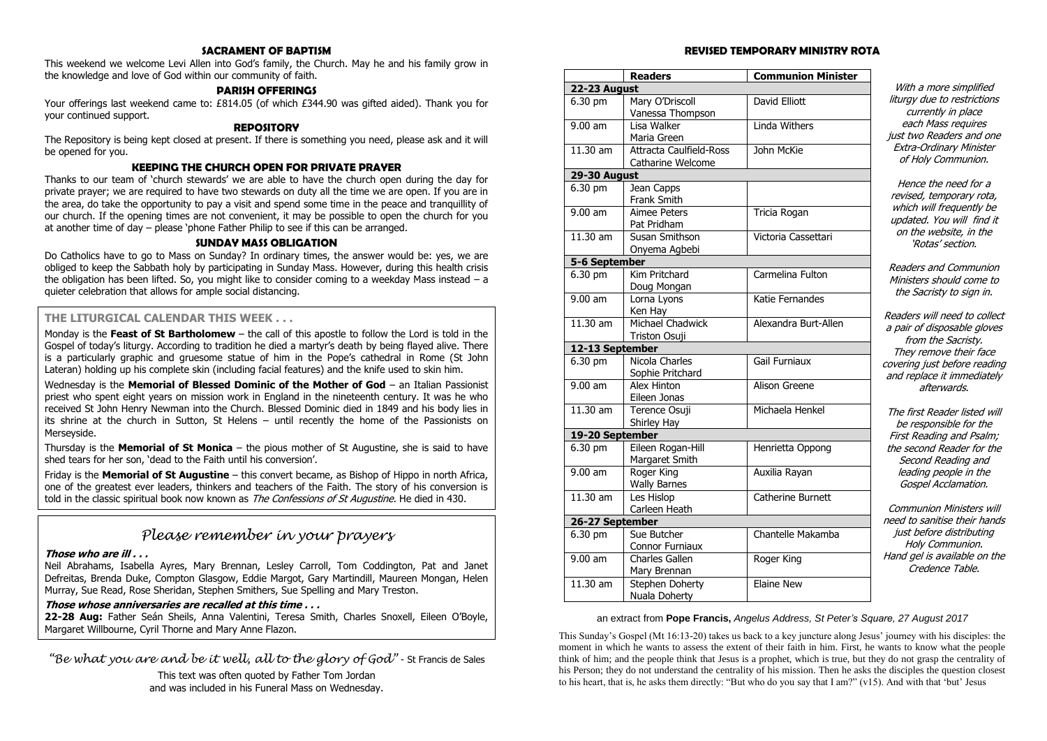### SACRAMENT OF BAPTISM

This weekend we welcome Levi Allen into God's family, the Church. May he and his family grow in the knowledge and love of God within our community of faith.

### PARISH OFFERINGS

Your offerings last weekend came to: £814.05 (of which £344.90 was gifted aided). Thank you for your continued support.

### REPOSITORY

The Repository is being kept closed at present. If there is something you need, please ask and it will be opened for you.

### KEEPING THE CHURCH OPEN FOR PRIVATE PRAYER

Thanks to our team of 'church stewards' we are able to have the church open during the day for private prayer; we are required to have two stewards on duty all the time we are open. If you are in the area, do take the opportunity to pay a visit and spend some time in the peace and tranquillity of our church. If the opening times are not convenient, it may be possible to open the church for you at another time of day – please 'phone Father Philip to see if this can be arranged.

### SUNDAY MASS OBLIGATION

Do Catholics have to go to Mass on Sunday? In ordinary times, the answer would be: yes, we are obliged to keep the Sabbath holy by participating in Sunday Mass. However, during this health crisis the obligation has been lifted. So, you might like to consider coming to a weekday Mass instead – a quieter celebration that allows for ample social distancing.

### THE LITURGICAL CALENDAR THIS WEEK . . .

Monday is the **Feast of St Bartholomew** – the call of this apostle to follow the Lord is told in the Gospel of today's liturgy. According to tradition he died a martyr's death by being flayed alive. There is a particularly graphic and gruesome statue of him in the Pope's cathedral in Rome (St John Lateran) holding up his complete skin (including facial features) and the knife used to skin him.

Wednesday is the **Memorial of Blessed Dominic of the Mother of God** – an Italian Passionist priest who spent eight years on mission work in England in the nineteenth century. It was he who received St John Henry Newman into the Church. Blessed Dominic died in 1849 and his body lies in its shrine at the church in Sutton, St Helens – until recently the home of the Passionists on Merseyside.

Thursday is the **Memorial of St Monica** – the pious mother of St Augustine, she is said to have shed tears for her son, 'dead to the Faith until his conversion'.

Friday is the **Memorial of St Augustine** – this convert became, as Bishop of Hippo in north Africa, one of the greatest ever leaders, thinkers and teachers of the Faith. The story of his conversion is told in the classic spiritual book now known as *The Confessions of St Augustine.* He died in 430.

## *Please remember in your prayers*

***Those who are ill . . .***

Neil Abrahams, Isabella Ayres, Mary Brennan, Lesley Carroll, Tom Coddington, Pat and Janet Defreitas, Brenda Duke, Compton Glasgow, Eddie Margot, Gary Martindill, Maureen Mongan, Helen Murray, Sue Read, Rose Sheridan, Stephen Smithers, Sue Spelling and Mary Treston.

***Those whose anniversaries are recalled at this time . . .***

**22-28 Aug:** Father Seán Sheils, Anna Valentini, Teresa Smith, Charles Snoxell, Eileen O'Boyle, Margaret Willbourne, Cyril Thorne and Mary Anne Flazon.

*"Be what you are and be it well, all to the glory of God"* - St Francis de Sales

This text was often quoted by Father Tom Jordan
and was included in his Funeral Mass on Wednesday.

### REVISED TEMPORARY MINISTRY ROTA

| | Readers | Communion Minister |
|---|---|---|
| **22-23 August** | | |
| 6.30 pm | Mary O'Driscoll<br>Vanessa Thompson | David Elliott |
| 9.00 am | Lisa Walker<br>Maria Green | Linda Withers |
| 11.30 am | Attracta Caulfield-Ross<br>Catharine Welcome | John McKie |
| **29-30 August** | | |
| 6.30 pm | Jean Capps<br>Frank Smith | |
| 9.00 am | Aimee Peters<br>Pat Pridham | Tricia Rogan |
| 11.30 am | Susan Smithson<br>Onyema Agbebi | Victoria Cassettari |
| **5-6 September** | | |
| 6.30 pm | Kim Pritchard<br>Doug Mongan | Carmelina Fulton |
| 9.00 am | Lorna Lyons<br>Ken Hay | Katie Fernandes |
| 11.30 am | Michael Chadwick<br>Triston Osuji | Alexandra Burt-Allen |
| **12-13 September** | | |
| 6.30 pm | Nicola Charles<br>Sophie Pritchard | Gail Furniaux |
| 9.00 am | Alex Hinton<br>Eileen Jonas | Alison Greene |
| 11.30 am | Terence Osuji<br>Shirley Hay | Michaela Henkel |
| **19-20 September** | | |
| 6.30 pm | Eileen Rogan-Hill<br>Margaret Smith | Henrietta Oppong |
| 9.00 am | Roger King<br>Wally Barnes | Auxilia Rayan |
| 11.30 am | Les Hislop<br>Carleen Heath | Catherine Burnett |
| **26-27 September** | | |
| 6.30 pm | Sue Butcher<br>Connor Furniaux | Chantelle Makamba |
| 9.00 am | Charles Gallen<br>Mary Brennan | Roger King |
| 11.30 am | Stephen Doherty<br>Nuala Doherty | Elaine New |

*With a more simplified liturgy due to restrictions currently in place each Mass requires just two Readers and one Extra-Ordinary Minister of Holy Communion.*

*Hence the need for a revised, temporary rota, which will frequently be updated. You will find it on the website, in the 'Rotas' section.*

*Readers and Communion Ministers should come to the Sacristy to sign in.*

*Readers will need to collect a pair of disposable gloves from the Sacristy. They remove their face covering just before reading and replace it immediately afterwards.*

*The first Reader listed will be responsible for the First Reading and Psalm; the second Reader for the Second Reading and leading people in the Gospel Acclamation.*

*Communion Ministers will need to sanitise their hands just before distributing Holy Communion. Hand gel is available on the Credence Table.*

an extract from **Pope Francis,** *Angelus Address, St Peter's Square, 27 August 2017*

This Sunday's Gospel (Mt 16:13-20) takes us back to a key juncture along Jesus' journey with his disciples: the moment in which he wants to assess the extent of their faith in him. First, he wants to know what the people think of him; and the people think that Jesus is a prophet, which is true, but they do not grasp the centrality of his Person; they do not understand the centrality of his mission. Then he asks the disciples the question closest to his heart, that is, he asks them directly: "But who do you say that I am?" (v15). And with that 'but' Jesus